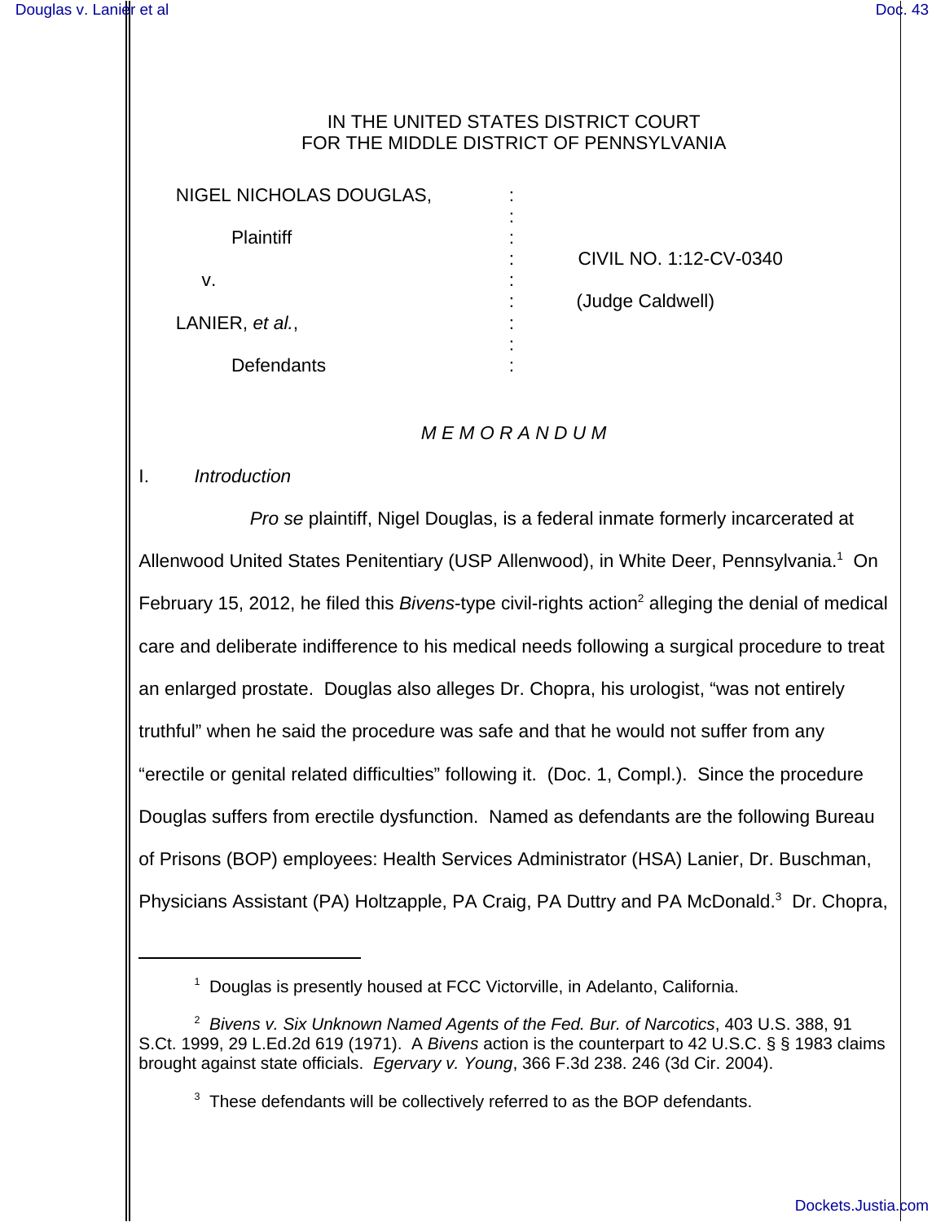IN THE UNITED STATES DISTRICT COURT
FOR THE MIDDLE DISTRICT OF PENNSYLVANIA

| | | |
|---|---|---|
| NIGEL NICHOLAS DOUGLAS, | : | |
| Plaintiff | : | CIVIL NO. 1:12-CV-0340 |
| v. | : | (Judge Caldwell) |
| LANIER, *et al.*, | : | |
| Defendants | : | |

*M E M O R A N D U M*

I. *Introduction*

*Pro se* plaintiff, Nigel Douglas, is a federal inmate formerly incarcerated at Allenwood United States Penitentiary (USP Allenwood), in White Deer, Pennsylvania.[1] On February 15, 2012, he filed this *Bivens*-type civil-rights action[2] alleging the denial of medical care and deliberate indifference to his medical needs following a surgical procedure to treat an enlarged prostate. Douglas also alleges Dr. Chopra, his urologist, "was not entirely truthful" when he said the procedure was safe and that he would not suffer from any "erectile or genital related difficulties" following it. (Doc. 1, Compl.). Since the procedure Douglas suffers from erectile dysfunction. Named as defendants are the following Bureau of Prisons (BOP) employees: Health Services Administrator (HSA) Lanier, Dr. Buschman, Physicians Assistant (PA) Holtzapple, PA Craig, PA Duttry and PA McDonald.[3] Dr. Chopra,

---

[1] Douglas is presently housed at FCC Victorville, in Adelanto, California.

[2] *Bivens v. Six Unknown Named Agents of the Fed. Bur. of Narcotics*, 403 U.S. 388, 91 S.Ct. 1999, 29 L.Ed.2d 619 (1971). A *Bivens* action is the counterpart to 42 U.S.C. § § 1983 claims brought against state officials. *Egervary v. Young*, 366 F.3d 238. 246 (3d Cir. 2004).

[3] These defendants will be collectively referred to as the BOP defendants.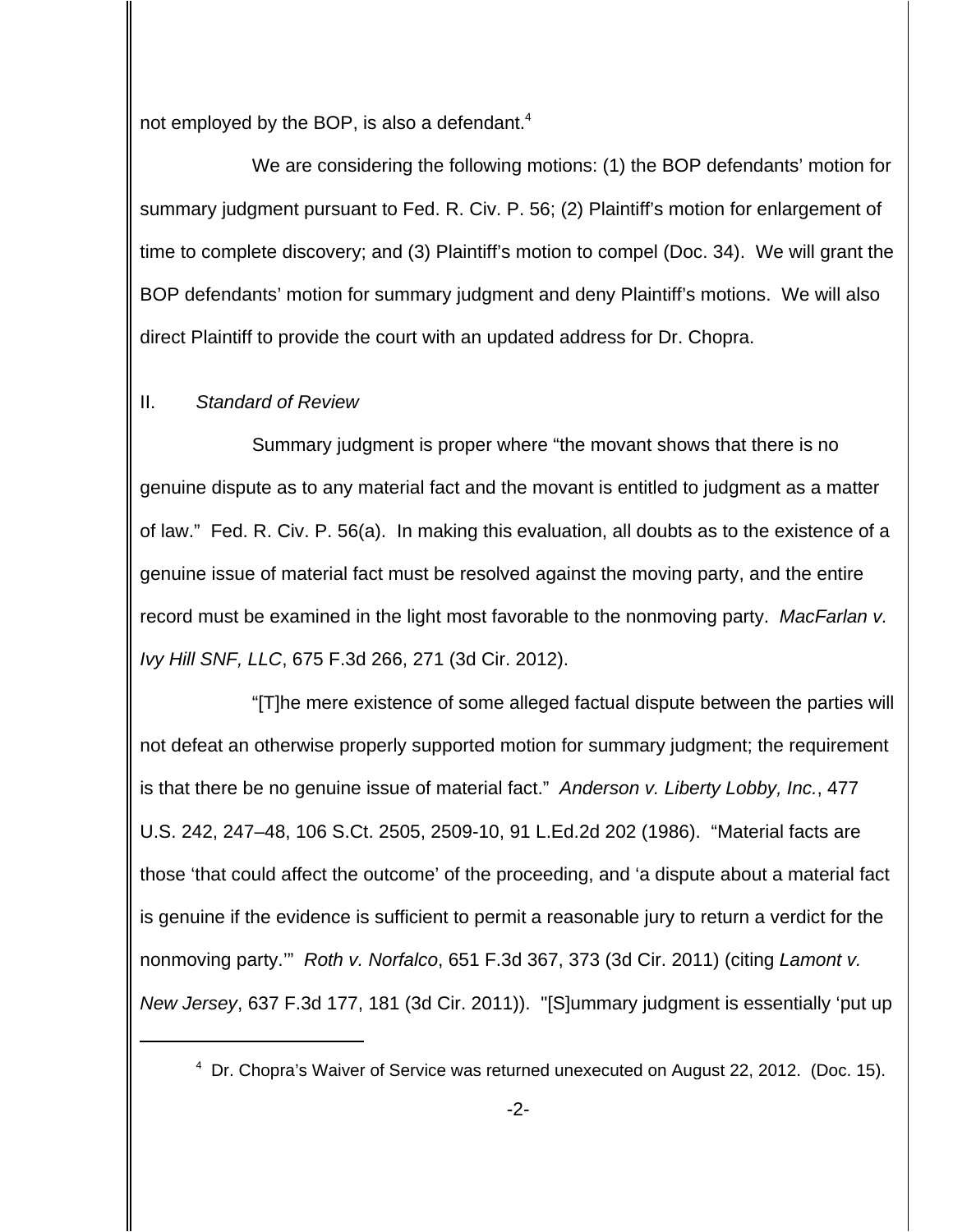not employed by the BOP, is also a defendant.[4]

We are considering the following motions: (1) the BOP defendants' motion for summary judgment pursuant to Fed. R. Civ. P. 56; (2) Plaintiff's motion for enlargement of time to complete discovery; and (3) Plaintiff's motion to compel (Doc. 34). We will grant the BOP defendants' motion for summary judgment and deny Plaintiff's motions. We will also direct Plaintiff to provide the court with an updated address for Dr. Chopra.

## II. *Standard of Review*

Summary judgment is proper where "the movant shows that there is no genuine dispute as to any material fact and the movant is entitled to judgment as a matter of law." Fed. R. Civ. P. 56(a). In making this evaluation, all doubts as to the existence of a genuine issue of material fact must be resolved against the moving party, and the entire record must be examined in the light most favorable to the nonmoving party. *MacFarlan v. Ivy Hill SNF, LLC*, 675 F.3d 266, 271 (3d Cir. 2012).

"[T]he mere existence of some alleged factual dispute between the parties will not defeat an otherwise properly supported motion for summary judgment; the requirement is that there be no genuine issue of material fact." *Anderson v. Liberty Lobby, Inc.*, 477 U.S. 242, 247–48, 106 S.Ct. 2505, 2509-10, 91 L.Ed.2d 202 (1986). "Material facts are those 'that could affect the outcome' of the proceeding, and 'a dispute about a material fact is genuine if the evidence is sufficient to permit a reasonable jury to return a verdict for the nonmoving party.'" *Roth v. Norfalco*, 651 F.3d 367, 373 (3d Cir. 2011) (citing *Lamont v. New Jersey*, 637 F.3d 177, 181 (3d Cir. 2011)). "[S]ummary judgment is essentially 'put up

[4] Dr. Chopra's Waiver of Service was returned unexecuted on August 22, 2012. (Doc. 15).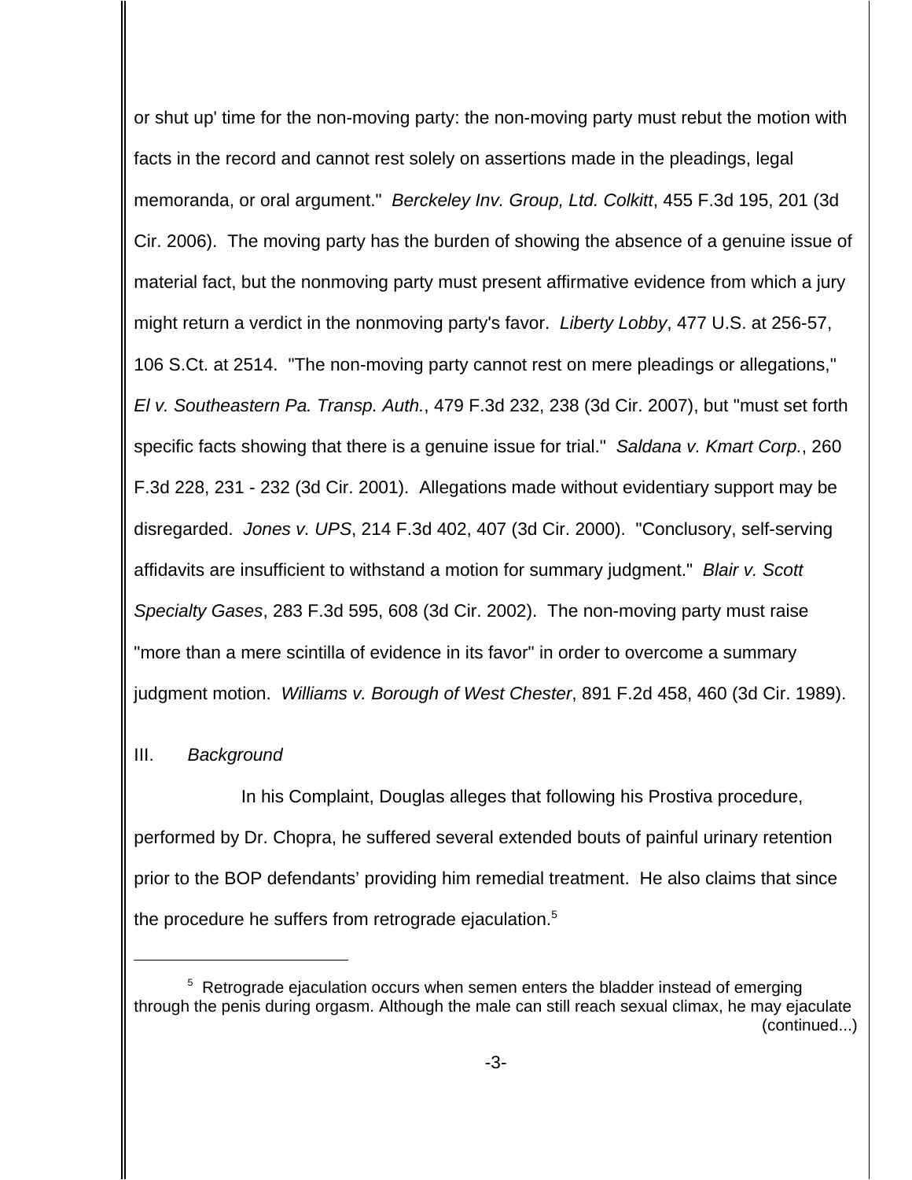or shut up' time for the non-moving party: the non-moving party must rebut the motion with facts in the record and cannot rest solely on assertions made in the pleadings, legal memoranda, or oral argument." *Berckeley Inv. Group, Ltd. Colkitt*, 455 F.3d 195, 201 (3d Cir. 2006). The moving party has the burden of showing the absence of a genuine issue of material fact, but the nonmoving party must present affirmative evidence from which a jury might return a verdict in the nonmoving party's favor. *Liberty Lobby*, 477 U.S. at 256-57, 106 S.Ct. at 2514. "The non-moving party cannot rest on mere pleadings or allegations," *El v. Southeastern Pa. Transp. Auth.*, 479 F.3d 232, 238 (3d Cir. 2007), but "must set forth specific facts showing that there is a genuine issue for trial." *Saldana v. Kmart Corp.*, 260 F.3d 228, 231 - 232 (3d Cir. 2001). Allegations made without evidentiary support may be disregarded. *Jones v. UPS*, 214 F.3d 402, 407 (3d Cir. 2000). "Conclusory, self-serving affidavits are insufficient to withstand a motion for summary judgment." *Blair v. Scott Specialty Gases*, 283 F.3d 595, 608 (3d Cir. 2002). The non-moving party must raise "more than a mere scintilla of evidence in its favor" in order to overcome a summary judgment motion. *Williams v. Borough of West Chester*, 891 F.2d 458, 460 (3d Cir. 1989).

## III. *Background*

In his Complaint, Douglas alleges that following his Prostiva procedure, performed by Dr. Chopra, he suffered several extended bouts of painful urinary retention prior to the BOP defendants' providing him remedial treatment. He also claims that since the procedure he suffers from retrograde ejaculation.[5]

---

[5] Retrograde ejaculation occurs when semen enters the bladder instead of emerging through the penis during orgasm. Although the male can still reach sexual climax, he may ejaculate (continued...)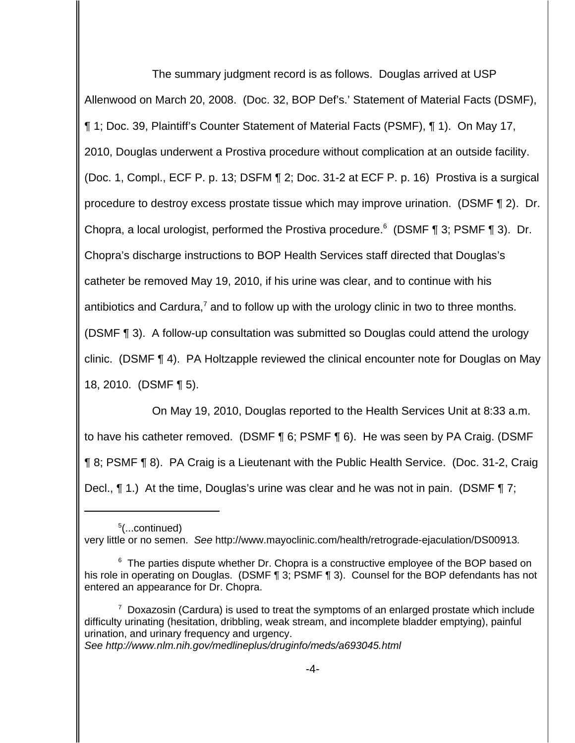The summary judgment record is as follows. Douglas arrived at USP Allenwood on March 20, 2008. (Doc. 32, BOP Def's.' Statement of Material Facts (DSMF), ¶ 1; Doc. 39, Plaintiff's Counter Statement of Material Facts (PSMF), ¶ 1). On May 17, 2010, Douglas underwent a Prostiva procedure without complication at an outside facility. (Doc. 1, Compl., ECF P. p. 13; DSFM ¶ 2; Doc. 31-2 at ECF P. p. 16) Prostiva is a surgical procedure to destroy excess prostate tissue which may improve urination. (DSMF ¶ 2). Dr. Chopra, a local urologist, performed the Prostiva procedure.[6] (DSMF ¶ 3; PSMF ¶ 3). Dr. Chopra's discharge instructions to BOP Health Services staff directed that Douglas's catheter be removed May 19, 2010, if his urine was clear, and to continue with his antibiotics and Cardura,[7] and to follow up with the urology clinic in two to three months. (DSMF ¶ 3). A follow-up consultation was submitted so Douglas could attend the urology clinic. (DSMF ¶ 4). PA Holtzapple reviewed the clinical encounter note for Douglas on May 18, 2010. (DSMF ¶ 5).

On May 19, 2010, Douglas reported to the Health Services Unit at 8:33 a.m. to have his catheter removed. (DSMF ¶ 6; PSMF ¶ 6). He was seen by PA Craig. (DSMF ¶ 8; PSMF ¶ 8). PA Craig is a Lieutenant with the Public Health Service. (Doc. 31-2, Craig Decl., ¶ 1.) At the time, Douglas's urine was clear and he was not in pain. (DSMF ¶ 7;

---

[5](...continued)
very little or no semen. *See* http://www.mayoclinic.com/health/retrograde-ejaculation/DS00913.

[6] The parties dispute whether Dr. Chopra is a constructive employee of the BOP based on his role in operating on Douglas. (DSMF ¶ 3; PSMF ¶ 3). Counsel for the BOP defendants has not entered an appearance for Dr. Chopra.

[7] Doxazosin (Cardura) is used to treat the symptoms of an enlarged prostate which include difficulty urinating (hesitation, dribbling, weak stream, and incomplete bladder emptying), painful urination, and urinary frequency and urgency.
*See http://www.nlm.nih.gov/medlineplus/druginfo/meds/a693045.html*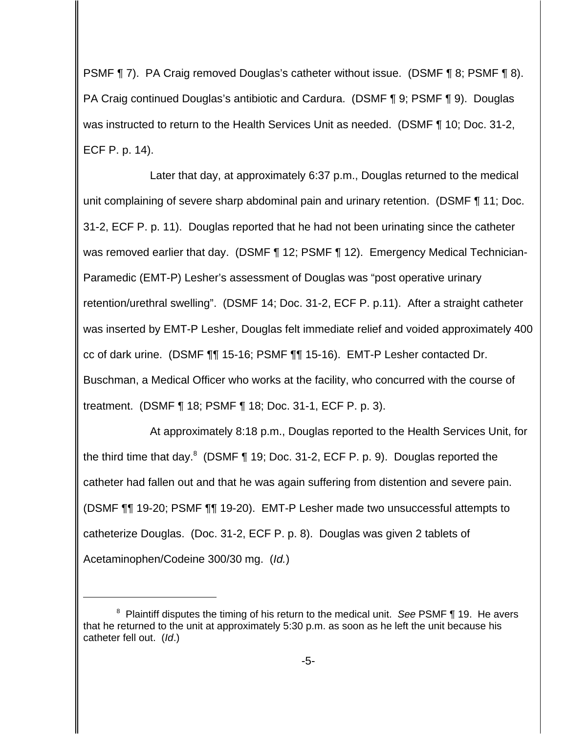PSMF ¶ 7). PA Craig removed Douglas's catheter without issue. (DSMF ¶ 8; PSMF ¶ 8). PA Craig continued Douglas's antibiotic and Cardura. (DSMF ¶ 9; PSMF ¶ 9). Douglas was instructed to return to the Health Services Unit as needed. (DSMF ¶ 10; Doc. 31-2, ECF P. p. 14).

Later that day, at approximately 6:37 p.m., Douglas returned to the medical unit complaining of severe sharp abdominal pain and urinary retention. (DSMF ¶ 11; Doc. 31-2, ECF P. p. 11). Douglas reported that he had not been urinating since the catheter was removed earlier that day. (DSMF ¶ 12; PSMF ¶ 12). Emergency Medical Technician-Paramedic (EMT-P) Lesher's assessment of Douglas was "post operative urinary retention/urethral swelling". (DSMF 14; Doc. 31-2, ECF P. p.11). After a straight catheter was inserted by EMT-P Lesher, Douglas felt immediate relief and voided approximately 400 cc of dark urine. (DSMF ¶¶ 15-16; PSMF ¶¶ 15-16). EMT-P Lesher contacted Dr. Buschman, a Medical Officer who works at the facility, who concurred with the course of treatment. (DSMF ¶ 18; PSMF ¶ 18; Doc. 31-1, ECF P. p. 3).

At approximately 8:18 p.m., Douglas reported to the Health Services Unit, for the third time that day.[8] (DSMF ¶ 19; Doc. 31-2, ECF P. p. 9). Douglas reported the catheter had fallen out and that he was again suffering from distention and severe pain. (DSMF ¶¶ 19-20; PSMF ¶¶ 19-20). EMT-P Lesher made two unsuccessful attempts to catheterize Douglas. (Doc. 31-2, ECF P. p. 8). Douglas was given 2 tablets of Acetaminophen/Codeine 300/30 mg. (*Id.*)

---

[8] Plaintiff disputes the timing of his return to the medical unit. *See* PSMF ¶ 19. He avers that he returned to the unit at approximately 5:30 p.m. as soon as he left the unit because his catheter fell out. (*Id*.)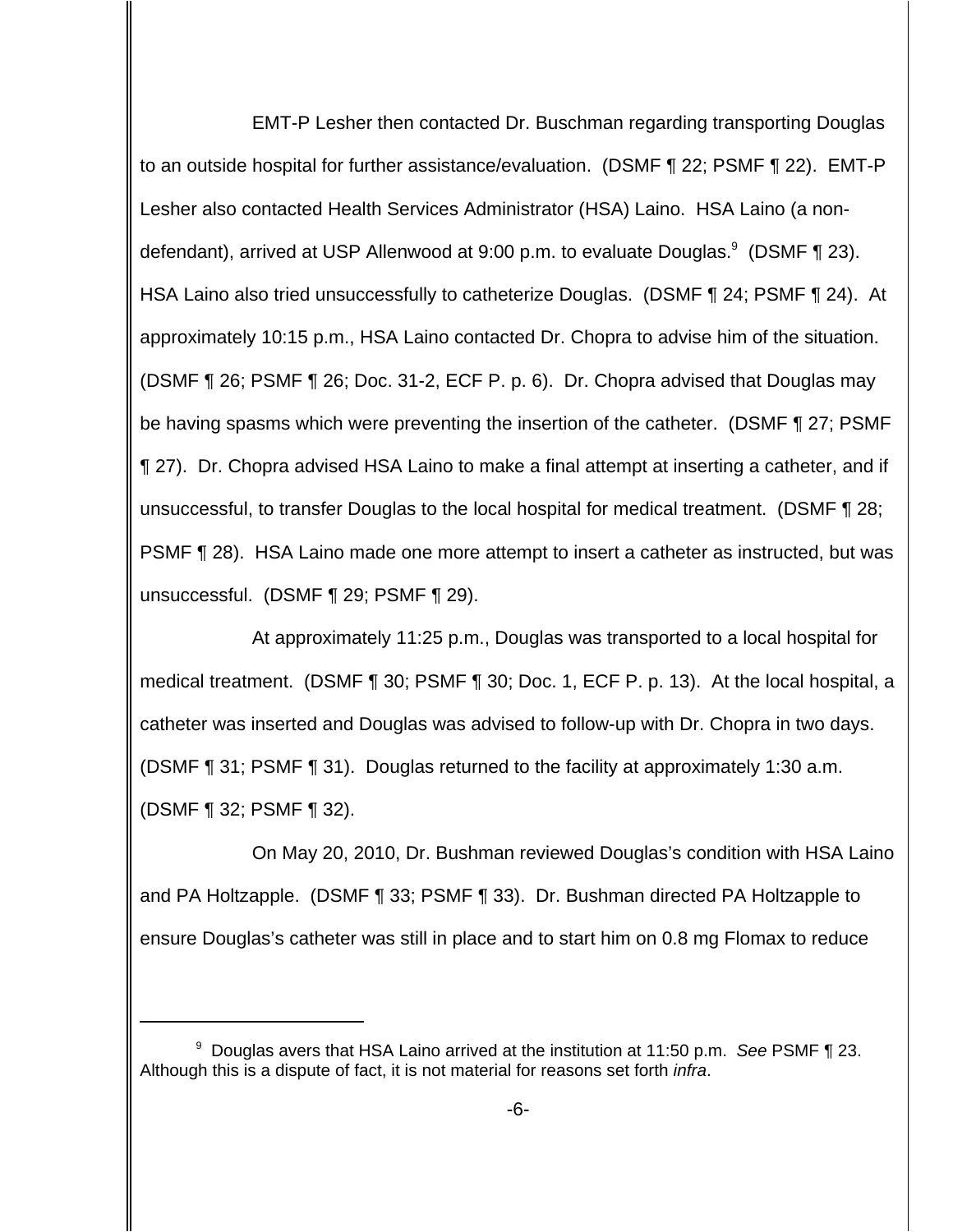EMT-P Lesher then contacted Dr. Buschman regarding transporting Douglas to an outside hospital for further assistance/evaluation. (DSMF ¶ 22; PSMF ¶ 22). EMT-P Lesher also contacted Health Services Administrator (HSA) Laino. HSA Laino (a non-defendant), arrived at USP Allenwood at 9:00 p.m. to evaluate Douglas.[9] (DSMF ¶ 23). HSA Laino also tried unsuccessfully to catheterize Douglas. (DSMF ¶ 24; PSMF ¶ 24). At approximately 10:15 p.m., HSA Laino contacted Dr. Chopra to advise him of the situation. (DSMF ¶ 26; PSMF ¶ 26; Doc. 31-2, ECF P. p. 6). Dr. Chopra advised that Douglas may be having spasms which were preventing the insertion of the catheter. (DSMF ¶ 27; PSMF ¶ 27). Dr. Chopra advised HSA Laino to make a final attempt at inserting a catheter, and if unsuccessful, to transfer Douglas to the local hospital for medical treatment. (DSMF ¶ 28; PSMF ¶ 28). HSA Laino made one more attempt to insert a catheter as instructed, but was unsuccessful. (DSMF ¶ 29; PSMF ¶ 29).

At approximately 11:25 p.m., Douglas was transported to a local hospital for medical treatment. (DSMF ¶ 30; PSMF ¶ 30; Doc. 1, ECF P. p. 13). At the local hospital, a catheter was inserted and Douglas was advised to follow-up with Dr. Chopra in two days. (DSMF ¶ 31; PSMF ¶ 31). Douglas returned to the facility at approximately 1:30 a.m. (DSMF ¶ 32; PSMF ¶ 32).

On May 20, 2010, Dr. Bushman reviewed Douglas's condition with HSA Laino and PA Holtzapple. (DSMF ¶ 33; PSMF ¶ 33). Dr. Bushman directed PA Holtzapple to ensure Douglas's catheter was still in place and to start him on 0.8 mg Flomax to reduce

---

[9] Douglas avers that HSA Laino arrived at the institution at 11:50 p.m. *See* PSMF ¶ 23. Although this is a dispute of fact, it is not material for reasons set forth *infra*.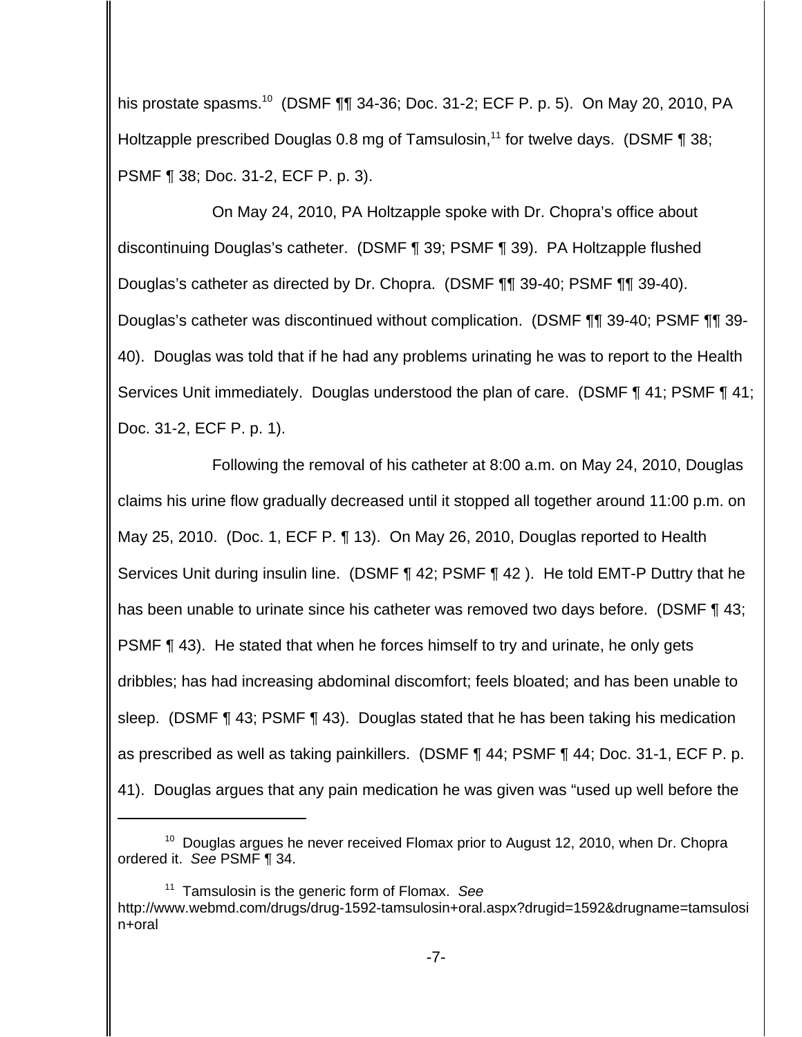his prostate spasms.[10] (DSMF ¶¶ 34-36; Doc. 31-2; ECF P. p. 5). On May 20, 2010, PA Holtzapple prescribed Douglas 0.8 mg of Tamsulosin,[11] for twelve days. (DSMF ¶ 38; PSMF ¶ 38; Doc. 31-2, ECF P. p. 3).

On May 24, 2010, PA Holtzapple spoke with Dr. Chopra's office about discontinuing Douglas's catheter. (DSMF ¶ 39; PSMF ¶ 39). PA Holtzapple flushed Douglas's catheter as directed by Dr. Chopra. (DSMF ¶¶ 39-40; PSMF ¶¶ 39-40). Douglas's catheter was discontinued without complication. (DSMF ¶¶ 39-40; PSMF ¶¶ 39-40). Douglas was told that if he had any problems urinating he was to report to the Health Services Unit immediately. Douglas understood the plan of care. (DSMF ¶ 41; PSMF ¶ 41; Doc. 31-2, ECF P. p. 1).

Following the removal of his catheter at 8:00 a.m. on May 24, 2010, Douglas claims his urine flow gradually decreased until it stopped all together around 11:00 p.m. on May 25, 2010. (Doc. 1, ECF P. ¶ 13). On May 26, 2010, Douglas reported to Health Services Unit during insulin line. (DSMF ¶ 42; PSMF ¶ 42 ). He told EMT-P Duttry that he has been unable to urinate since his catheter was removed two days before. (DSMF ¶ 43; PSMF ¶ 43). He stated that when he forces himself to try and urinate, he only gets dribbles; has had increasing abdominal discomfort; feels bloated; and has been unable to sleep. (DSMF ¶ 43; PSMF ¶ 43). Douglas stated that he has been taking his medication as prescribed as well as taking painkillers. (DSMF ¶ 44; PSMF ¶ 44; Doc. 31-1, ECF P. p. 41). Douglas argues that any pain medication he was given was "used up well before the

---

[10] Douglas argues he never received Flomax prior to August 12, 2010, when Dr. Chopra ordered it. *See* PSMF ¶ 34.

[11] Tamsulosin is the generic form of Flomax. *See* http://www.webmd.com/drugs/drug-1592-tamsulosin+oral.aspx?drugid=1592&drugname=tamsulosin+oral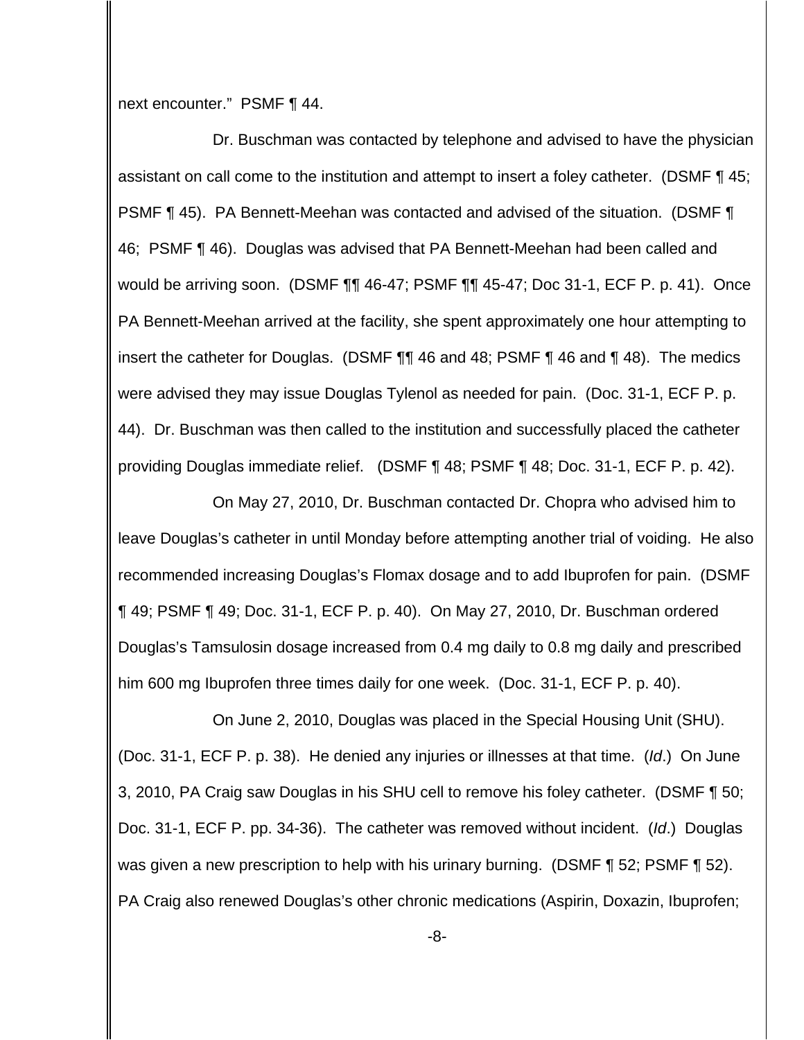next encounter." PSMF ¶ 44.

Dr. Buschman was contacted by telephone and advised to have the physician assistant on call come to the institution and attempt to insert a foley catheter. (DSMF ¶ 45; PSMF ¶ 45). PA Bennett-Meehan was contacted and advised of the situation. (DSMF ¶ 46; PSMF ¶ 46). Douglas was advised that PA Bennett-Meehan had been called and would be arriving soon. (DSMF ¶¶ 46-47; PSMF ¶¶ 45-47; Doc 31-1, ECF P. p. 41). Once PA Bennett-Meehan arrived at the facility, she spent approximately one hour attempting to insert the catheter for Douglas. (DSMF ¶¶ 46 and 48; PSMF ¶ 46 and ¶ 48). The medics were advised they may issue Douglas Tylenol as needed for pain. (Doc. 31-1, ECF P. p. 44). Dr. Buschman was then called to the institution and successfully placed the catheter providing Douglas immediate relief. (DSMF ¶ 48; PSMF ¶ 48; Doc. 31-1, ECF P. p. 42).

On May 27, 2010, Dr. Buschman contacted Dr. Chopra who advised him to leave Douglas's catheter in until Monday before attempting another trial of voiding. He also recommended increasing Douglas's Flomax dosage and to add Ibuprofen for pain. (DSMF ¶ 49; PSMF ¶ 49; Doc. 31-1, ECF P. p. 40). On May 27, 2010, Dr. Buschman ordered Douglas's Tamsulosin dosage increased from 0.4 mg daily to 0.8 mg daily and prescribed him 600 mg Ibuprofen three times daily for one week. (Doc. 31-1, ECF P. p. 40).

On June 2, 2010, Douglas was placed in the Special Housing Unit (SHU). (Doc. 31-1, ECF P. p. 38). He denied any injuries or illnesses at that time. (*Id*.) On June 3, 2010, PA Craig saw Douglas in his SHU cell to remove his foley catheter. (DSMF ¶ 50; Doc. 31-1, ECF P. pp. 34-36). The catheter was removed without incident. (*Id*.) Douglas was given a new prescription to help with his urinary burning. (DSMF ¶ 52; PSMF ¶ 52). PA Craig also renewed Douglas's other chronic medications (Aspirin, Doxazin, Ibuprofen;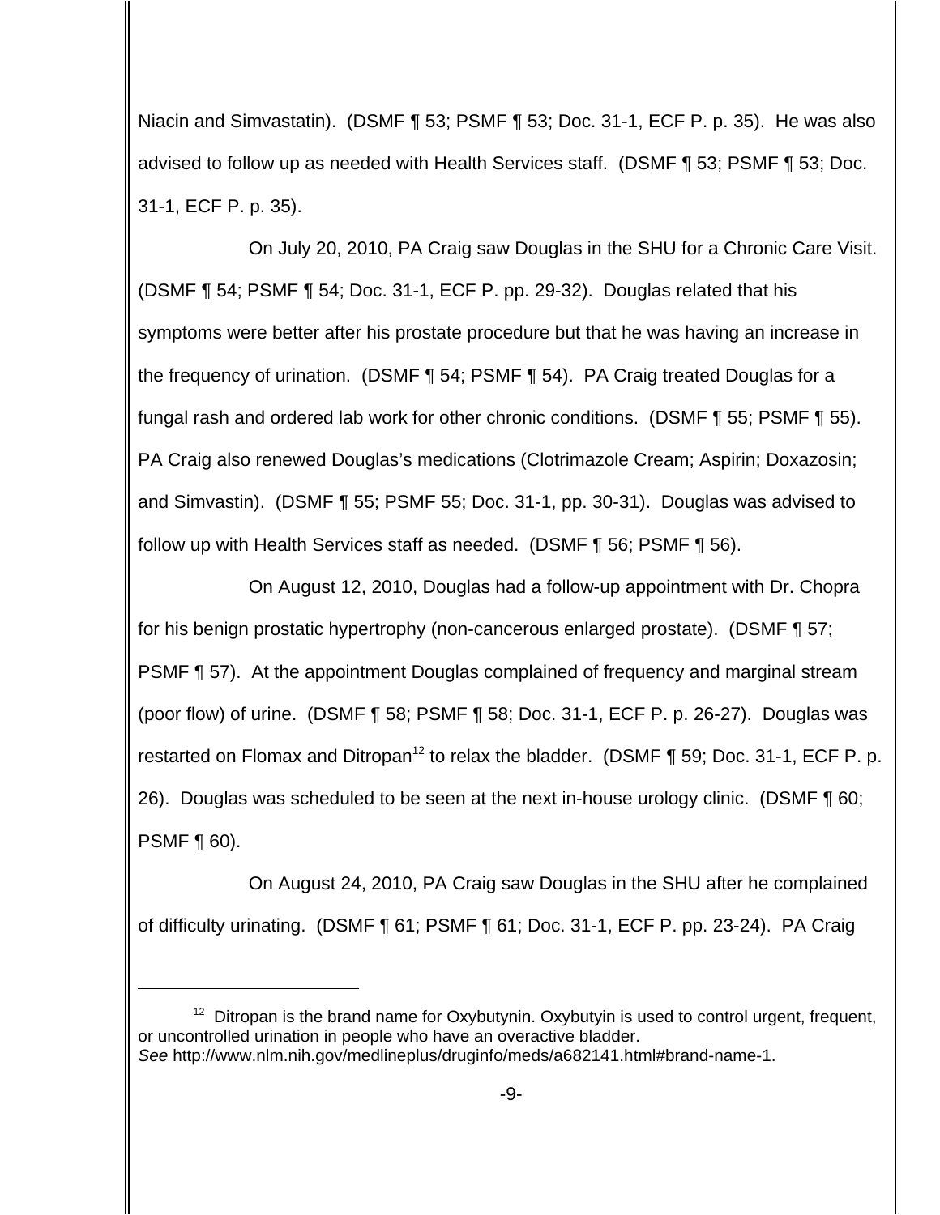Niacin and Simvastatin). (DSMF ¶ 53; PSMF ¶ 53; Doc. 31-1, ECF P. p. 35). He was also advised to follow up as needed with Health Services staff. (DSMF ¶ 53; PSMF ¶ 53; Doc. 31-1, ECF P. p. 35).

On July 20, 2010, PA Craig saw Douglas in the SHU for a Chronic Care Visit. (DSMF ¶ 54; PSMF ¶ 54; Doc. 31-1, ECF P. pp. 29-32). Douglas related that his symptoms were better after his prostate procedure but that he was having an increase in the frequency of urination. (DSMF ¶ 54; PSMF ¶ 54). PA Craig treated Douglas for a fungal rash and ordered lab work for other chronic conditions. (DSMF ¶ 55; PSMF ¶ 55). PA Craig also renewed Douglas's medications (Clotrimazole Cream; Aspirin; Doxazosin; and Simvastin). (DSMF ¶ 55; PSMF 55; Doc. 31-1, pp. 30-31). Douglas was advised to follow up with Health Services staff as needed. (DSMF ¶ 56; PSMF ¶ 56).

On August 12, 2010, Douglas had a follow-up appointment with Dr. Chopra for his benign prostatic hypertrophy (non-cancerous enlarged prostate). (DSMF ¶ 57; PSMF ¶ 57). At the appointment Douglas complained of frequency and marginal stream (poor flow) of urine. (DSMF ¶ 58; PSMF ¶ 58; Doc. 31-1, ECF P. p. 26-27). Douglas was restarted on Flomax and Ditropan[12] to relax the bladder. (DSMF ¶ 59; Doc. 31-1, ECF P. p. 26). Douglas was scheduled to be seen at the next in-house urology clinic. (DSMF ¶ 60; PSMF ¶ 60).

On August 24, 2010, PA Craig saw Douglas in the SHU after he complained of difficulty urinating. (DSMF ¶ 61; PSMF ¶ 61; Doc. 31-1, ECF P. pp. 23-24). PA Craig

---

[12] Ditropan is the brand name for Oxybutynin. Oxybutyin is used to control urgent, frequent, or uncontrolled urination in people who have an overactive bladder. *See* http://www.nlm.nih.gov/medlineplus/druginfo/meds/a682141.html#brand-name-1.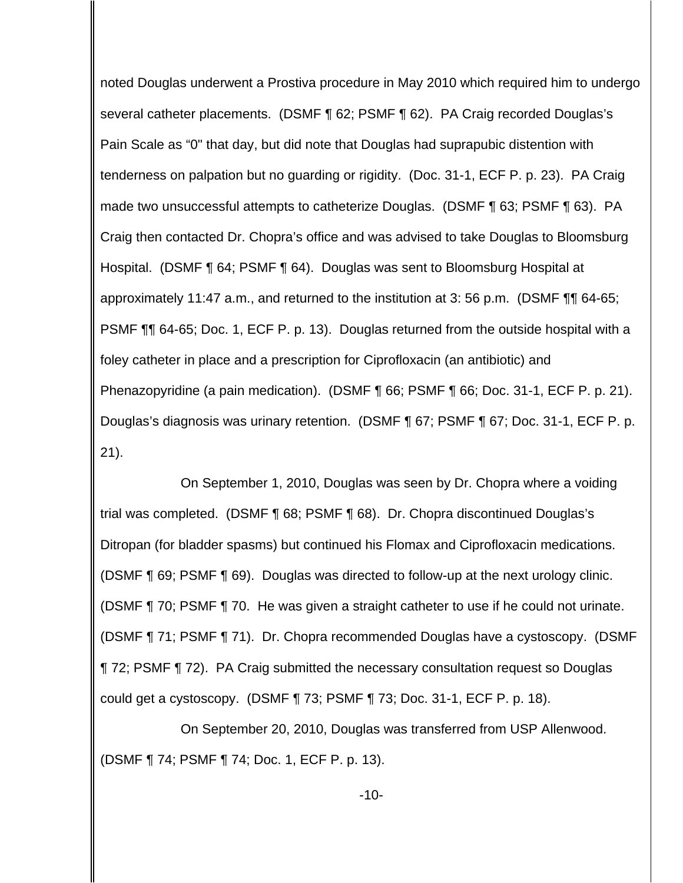noted Douglas underwent a Prostiva procedure in May 2010 which required him to undergo several catheter placements. (DSMF ¶ 62; PSMF ¶ 62). PA Craig recorded Douglas's Pain Scale as "0" that day, but did note that Douglas had suprapubic distention with tenderness on palpation but no guarding or rigidity. (Doc. 31-1, ECF P. p. 23). PA Craig made two unsuccessful attempts to catheterize Douglas. (DSMF ¶ 63; PSMF ¶ 63). PA Craig then contacted Dr. Chopra's office and was advised to take Douglas to Bloomsburg Hospital. (DSMF ¶ 64; PSMF ¶ 64). Douglas was sent to Bloomsburg Hospital at approximately 11:47 a.m., and returned to the institution at 3: 56 p.m. (DSMF ¶¶ 64-65; PSMF ¶¶ 64-65; Doc. 1, ECF P. p. 13). Douglas returned from the outside hospital with a foley catheter in place and a prescription for Ciprofloxacin (an antibiotic) and Phenazopyridine (a pain medication). (DSMF ¶ 66; PSMF ¶ 66; Doc. 31-1, ECF P. p. 21). Douglas's diagnosis was urinary retention. (DSMF ¶ 67; PSMF ¶ 67; Doc. 31-1, ECF P. p. 21).

On September 1, 2010, Douglas was seen by Dr. Chopra where a voiding trial was completed. (DSMF ¶ 68; PSMF ¶ 68). Dr. Chopra discontinued Douglas's Ditropan (for bladder spasms) but continued his Flomax and Ciprofloxacin medications. (DSMF ¶ 69; PSMF ¶ 69). Douglas was directed to follow-up at the next urology clinic. (DSMF ¶ 70; PSMF ¶ 70. He was given a straight catheter to use if he could not urinate. (DSMF ¶ 71; PSMF ¶ 71). Dr. Chopra recommended Douglas have a cystoscopy. (DSMF ¶ 72; PSMF ¶ 72). PA Craig submitted the necessary consultation request so Douglas could get a cystoscopy. (DSMF ¶ 73; PSMF ¶ 73; Doc. 31-1, ECF P. p. 18).

On September 20, 2010, Douglas was transferred from USP Allenwood. (DSMF ¶ 74; PSMF ¶ 74; Doc. 1, ECF P. p. 13).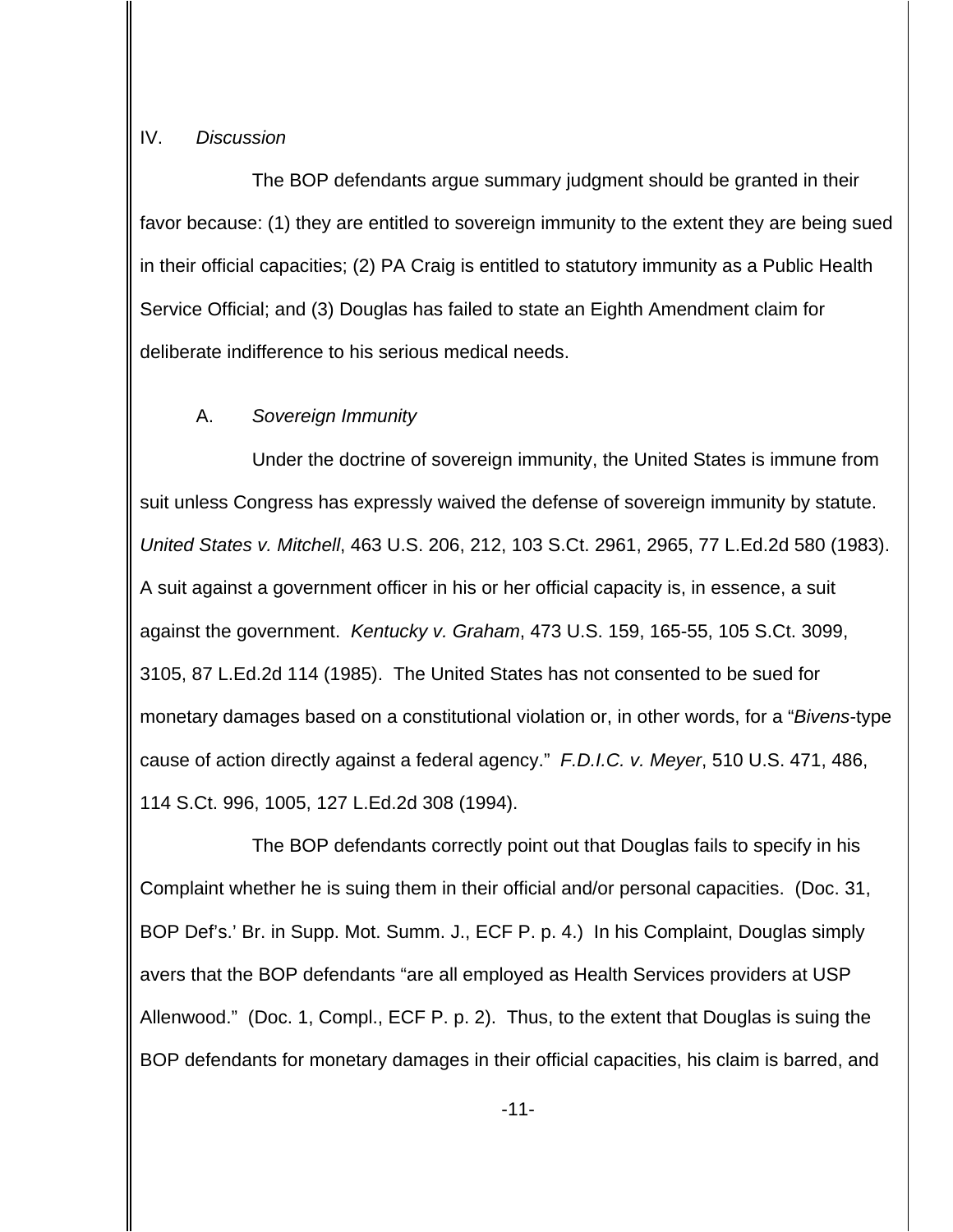## IV. *Discussion*

The BOP defendants argue summary judgment should be granted in their favor because: (1) they are entitled to sovereign immunity to the extent they are being sued in their official capacities; (2) PA Craig is entitled to statutory immunity as a Public Health Service Official; and (3) Douglas has failed to state an Eighth Amendment claim for deliberate indifference to his serious medical needs.

### A. *Sovereign Immunity*

Under the doctrine of sovereign immunity, the United States is immune from suit unless Congress has expressly waived the defense of sovereign immunity by statute. *United States v. Mitchell*, 463 U.S. 206, 212, 103 S.Ct. 2961, 2965, 77 L.Ed.2d 580 (1983). A suit against a government officer in his or her official capacity is, in essence, a suit against the government. *Kentucky v. Graham*, 473 U.S. 159, 165-55, 105 S.Ct. 3099, 3105, 87 L.Ed.2d 114 (1985). The United States has not consented to be sued for monetary damages based on a constitutional violation or, in other words, for a "*Bivens*-type cause of action directly against a federal agency." *F.D.I.C. v. Meyer*, 510 U.S. 471, 486, 114 S.Ct. 996, 1005, 127 L.Ed.2d 308 (1994).

The BOP defendants correctly point out that Douglas fails to specify in his Complaint whether he is suing them in their official and/or personal capacities. (Doc. 31, BOP Def's.' Br. in Supp. Mot. Summ. J., ECF P. p. 4.) In his Complaint, Douglas simply avers that the BOP defendants "are all employed as Health Services providers at USP Allenwood." (Doc. 1, Compl., ECF P. p. 2). Thus, to the extent that Douglas is suing the BOP defendants for monetary damages in their official capacities, his claim is barred, and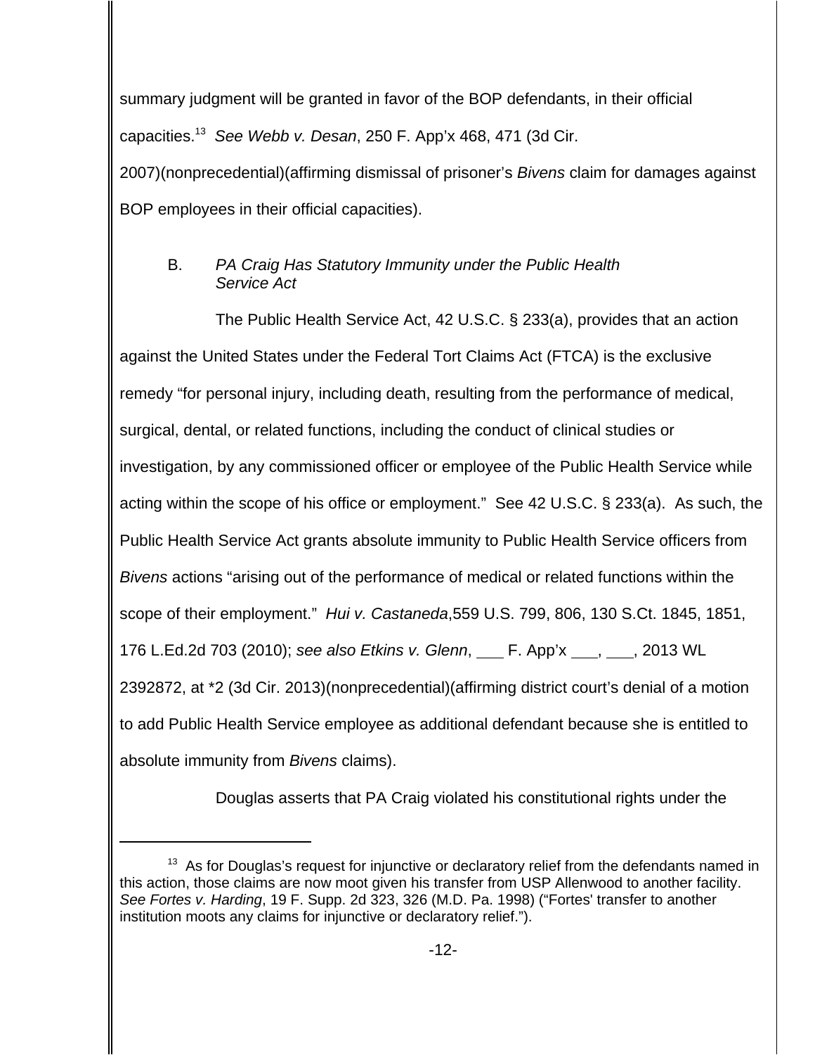summary judgment will be granted in favor of the BOP defendants, in their official capacities.[13] *See Webb v. Desan*, 250 F. App'x 468, 471 (3d Cir. 2007)(nonprecedential)(affirming dismissal of prisoner's *Bivens* claim for damages against BOP employees in their official capacities).

### B. *PA Craig Has Statutory Immunity under the Public Health Service Act*

The Public Health Service Act, 42 U.S.C. § 233(a), provides that an action against the United States under the Federal Tort Claims Act (FTCA) is the exclusive remedy "for personal injury, including death, resulting from the performance of medical, surgical, dental, or related functions, including the conduct of clinical studies or investigation, by any commissioned officer or employee of the Public Health Service while acting within the scope of his office or employment." See 42 U.S.C. § 233(a). As such, the Public Health Service Act grants absolute immunity to Public Health Service officers from *Bivens* actions "arising out of the performance of medical or related functions within the scope of their employment." *Hui v. Castaneda*,559 U.S. 799, 806, 130 S.Ct. 1845, 1851, 176 L.Ed.2d 703 (2010); *see also Etkins v. Glenn*, ___ F. App'x ___, ___, 2013 WL 2392872, at *2 (3d Cir. 2013)(nonprecedential)(affirming district court's denial of a motion to add Public Health Service employee as additional defendant because she is entitled to absolute immunity from *Bivens* claims).

Douglas asserts that PA Craig violated his constitutional rights under the

[13] As for Douglas's request for injunctive or declaratory relief from the defendants named in this action, those claims are now moot given his transfer from USP Allenwood to another facility. *See Fortes v. Harding*, 19 F. Supp. 2d 323, 326 (M.D. Pa. 1998) ("Fortes' transfer to another institution moots any claims for injunctive or declaratory relief.").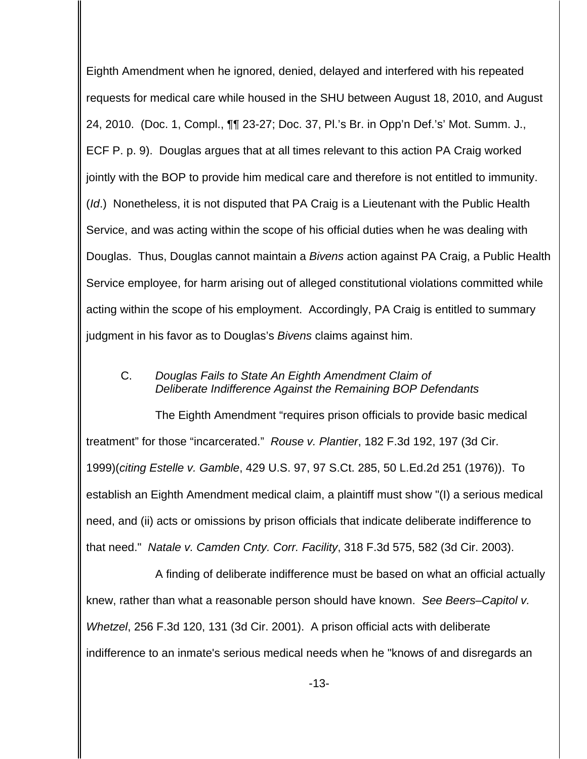Eighth Amendment when he ignored, denied, delayed and interfered with his repeated requests for medical care while housed in the SHU between August 18, 2010, and August 24, 2010. (Doc. 1, Compl., ¶¶ 23-27; Doc. 37, Pl.'s Br. in Opp'n Def.'s' Mot. Summ. J., ECF P. p. 9). Douglas argues that at all times relevant to this action PA Craig worked jointly with the BOP to provide him medical care and therefore is not entitled to immunity. (*Id*.) Nonetheless, it is not disputed that PA Craig is a Lieutenant with the Public Health Service, and was acting within the scope of his official duties when he was dealing with Douglas. Thus, Douglas cannot maintain a *Bivens* action against PA Craig, a Public Health Service employee, for harm arising out of alleged constitutional violations committed while acting within the scope of his employment. Accordingly, PA Craig is entitled to summary judgment in his favor as to Douglas's *Bivens* claims against him.

### C. *Douglas Fails to State An Eighth Amendment Claim of Deliberate Indifference Against the Remaining BOP Defendants*

The Eighth Amendment "requires prison officials to provide basic medical treatment" for those "incarcerated." *Rouse v. Plantier*, 182 F.3d 192, 197 (3d Cir. 1999)(*citing Estelle v. Gamble*, 429 U.S. 97, 97 S.Ct. 285, 50 L.Ed.2d 251 (1976)). To establish an Eighth Amendment medical claim, a plaintiff must show "(I) a serious medical need, and (ii) acts or omissions by prison officials that indicate deliberate indifference to that need." *Natale v. Camden Cnty. Corr. Facility*, 318 F.3d 575, 582 (3d Cir. 2003).

A finding of deliberate indifference must be based on what an official actually knew, rather than what a reasonable person should have known. *See Beers–Capitol v. Whetzel*, 256 F.3d 120, 131 (3d Cir. 2001). A prison official acts with deliberate indifference to an inmate's serious medical needs when he "knows of and disregards an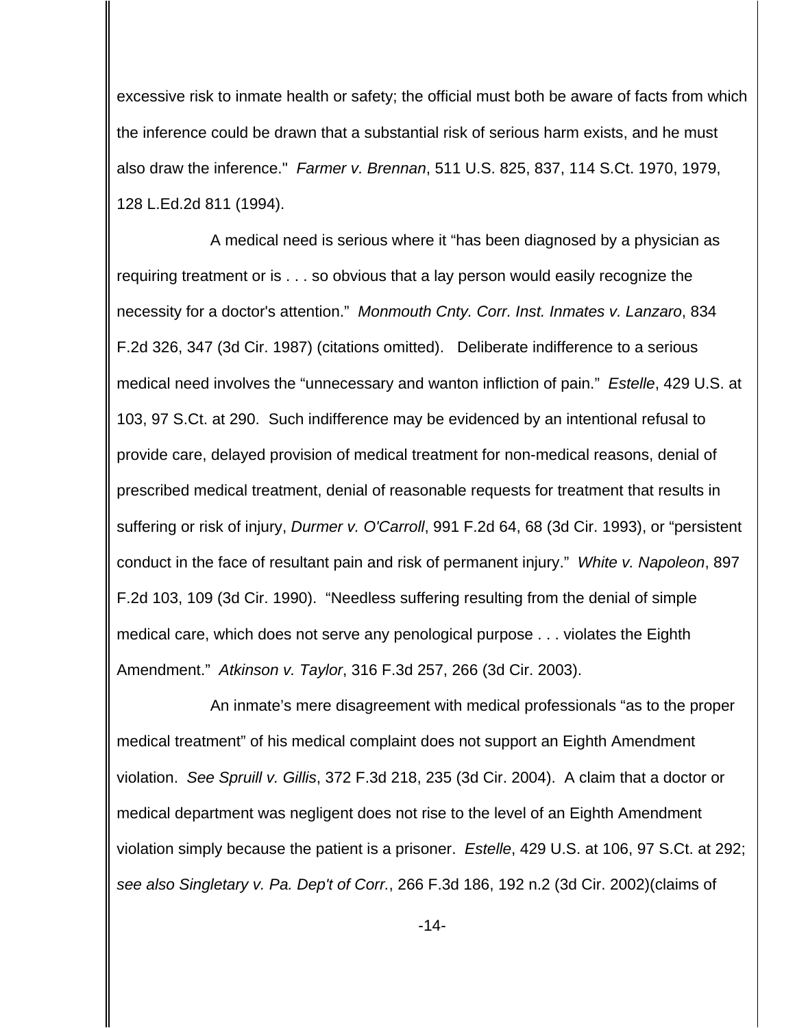excessive risk to inmate health or safety; the official must both be aware of facts from which the inference could be drawn that a substantial risk of serious harm exists, and he must also draw the inference." *Farmer v. Brennan*, 511 U.S. 825, 837, 114 S.Ct. 1970, 1979, 128 L.Ed.2d 811 (1994).

A medical need is serious where it "has been diagnosed by a physician as requiring treatment or is . . . so obvious that a lay person would easily recognize the necessity for a doctor's attention." *Monmouth Cnty. Corr. Inst. Inmates v. Lanzaro*, 834 F.2d 326, 347 (3d Cir. 1987) (citations omitted). Deliberate indifference to a serious medical need involves the "unnecessary and wanton infliction of pain." *Estelle*, 429 U.S. at 103, 97 S.Ct. at 290. Such indifference may be evidenced by an intentional refusal to provide care, delayed provision of medical treatment for non-medical reasons, denial of prescribed medical treatment, denial of reasonable requests for treatment that results in suffering or risk of injury, *Durmer v. O'Carroll*, 991 F.2d 64, 68 (3d Cir. 1993), or "persistent conduct in the face of resultant pain and risk of permanent injury." *White v. Napoleon*, 897 F.2d 103, 109 (3d Cir. 1990). "Needless suffering resulting from the denial of simple medical care, which does not serve any penological purpose . . . violates the Eighth Amendment." *Atkinson v. Taylor*, 316 F.3d 257, 266 (3d Cir. 2003).

An inmate's mere disagreement with medical professionals "as to the proper medical treatment" of his medical complaint does not support an Eighth Amendment violation. *See Spruill v. Gillis*, 372 F.3d 218, 235 (3d Cir. 2004). A claim that a doctor or medical department was negligent does not rise to the level of an Eighth Amendment violation simply because the patient is a prisoner. *Estelle*, 429 U.S. at 106, 97 S.Ct. at 292; *see also Singletary v. Pa. Dep't of Corr.*, 266 F.3d 186, 192 n.2 (3d Cir. 2002)(claims of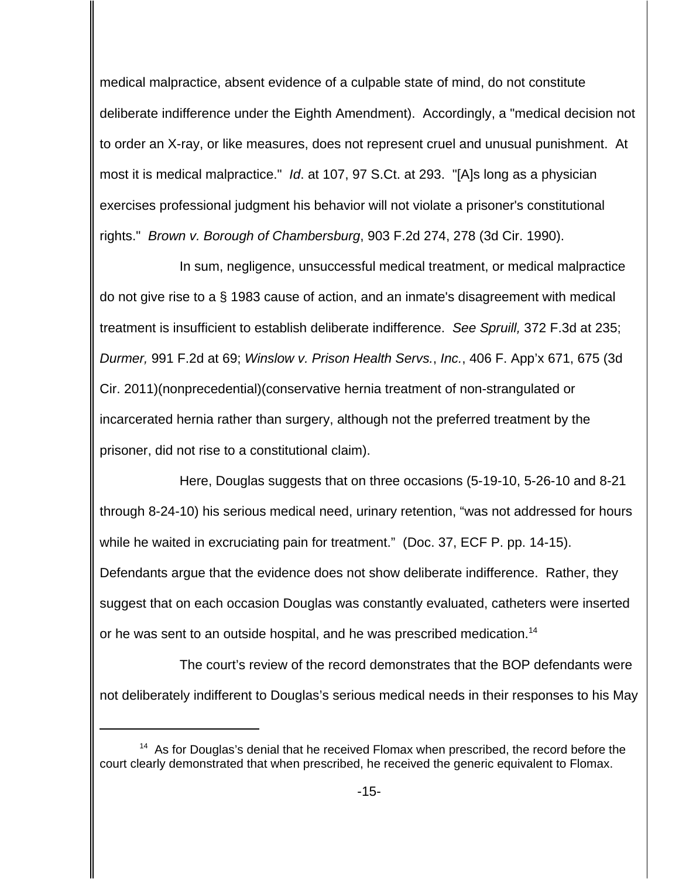medical malpractice, absent evidence of a culpable state of mind, do not constitute deliberate indifference under the Eighth Amendment). Accordingly, a "medical decision not to order an X-ray, or like measures, does not represent cruel and unusual punishment. At most it is medical malpractice." *Id*. at 107, 97 S.Ct. at 293. "[A]s long as a physician exercises professional judgment his behavior will not violate a prisoner's constitutional rights." *Brown v. Borough of Chambersburg*, 903 F.2d 274, 278 (3d Cir. 1990).

In sum, negligence, unsuccessful medical treatment, or medical malpractice do not give rise to a § 1983 cause of action, and an inmate's disagreement with medical treatment is insufficient to establish deliberate indifference. *See Spruill,* 372 F.3d at 235; *Durmer,* 991 F.2d at 69; *Winslow v. Prison Health Servs., Inc.*, 406 F. App'x 671, 675 (3d Cir. 2011)(nonprecedential)(conservative hernia treatment of non-strangulated or incarcerated hernia rather than surgery, although not the preferred treatment by the prisoner, did not rise to a constitutional claim).

Here, Douglas suggests that on three occasions (5-19-10, 5-26-10 and 8-21 through 8-24-10) his serious medical need, urinary retention, "was not addressed for hours while he waited in excruciating pain for treatment." (Doc. 37, ECF P. pp. 14-15). Defendants argue that the evidence does not show deliberate indifference. Rather, they suggest that on each occasion Douglas was constantly evaluated, catheters were inserted or he was sent to an outside hospital, and he was prescribed medication.[14]

The court's review of the record demonstrates that the BOP defendants were not deliberately indifferent to Douglas's serious medical needs in their responses to his May

[14] As for Douglas's denial that he received Flomax when prescribed, the record before the court clearly demonstrated that when prescribed, he received the generic equivalent to Flomax.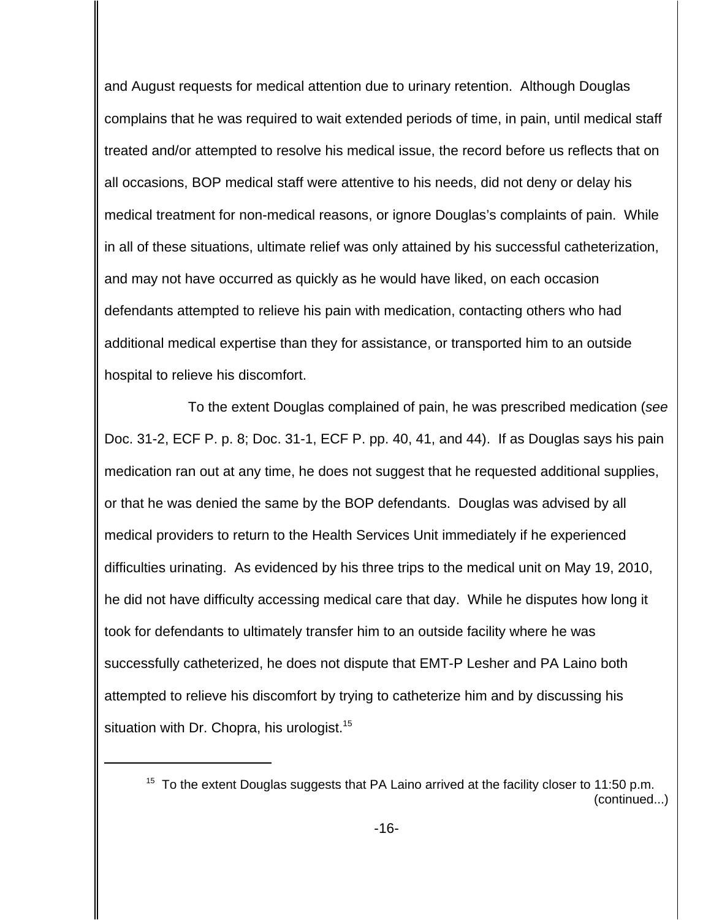and August requests for medical attention due to urinary retention. Although Douglas complains that he was required to wait extended periods of time, in pain, until medical staff treated and/or attempted to resolve his medical issue, the record before us reflects that on all occasions, BOP medical staff were attentive to his needs, did not deny or delay his medical treatment for non-medical reasons, or ignore Douglas's complaints of pain. While in all of these situations, ultimate relief was only attained by his successful catheterization, and may not have occurred as quickly as he would have liked, on each occasion defendants attempted to relieve his pain with medication, contacting others who had additional medical expertise than they for assistance, or transported him to an outside hospital to relieve his discomfort.

To the extent Douglas complained of pain, he was prescribed medication (*see* Doc. 31-2, ECF P. p. 8; Doc. 31-1, ECF P. pp. 40, 41, and 44). If as Douglas says his pain medication ran out at any time, he does not suggest that he requested additional supplies, or that he was denied the same by the BOP defendants. Douglas was advised by all medical providers to return to the Health Services Unit immediately if he experienced difficulties urinating. As evidenced by his three trips to the medical unit on May 19, 2010, he did not have difficulty accessing medical care that day. While he disputes how long it took for defendants to ultimately transfer him to an outside facility where he was successfully catheterized, he does not dispute that EMT-P Lesher and PA Laino both attempted to relieve his discomfort by trying to catheterize him and by discussing his situation with Dr. Chopra, his urologist.[15]

---

[15] To the extent Douglas suggests that PA Laino arrived at the facility closer to 11:50 p.m. (continued...)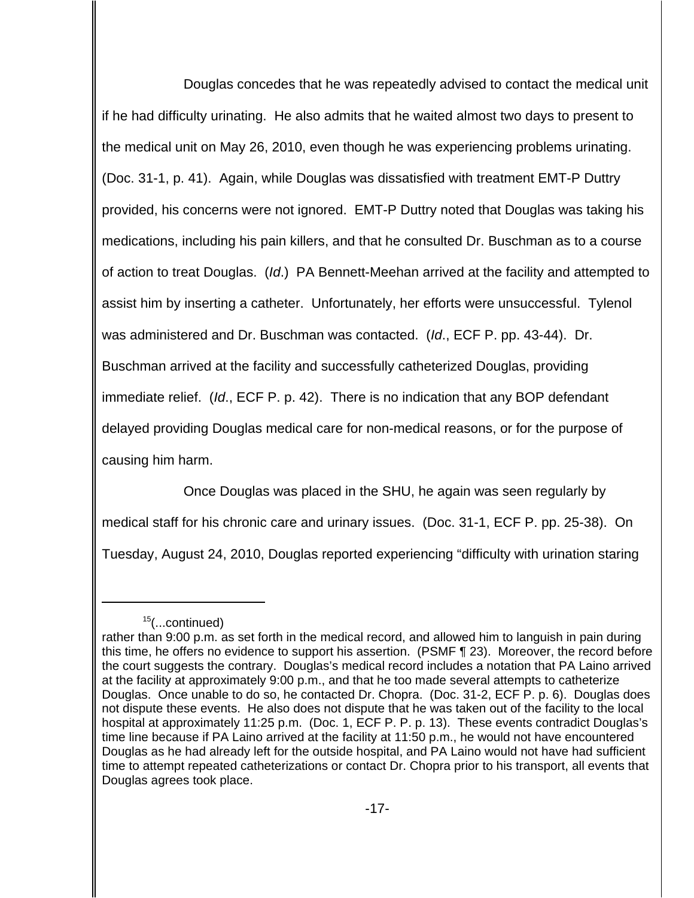Douglas concedes that he was repeatedly advised to contact the medical unit if he had difficulty urinating. He also admits that he waited almost two days to present to the medical unit on May 26, 2010, even though he was experiencing problems urinating. (Doc. 31-1, p. 41). Again, while Douglas was dissatisfied with treatment EMT-P Duttry provided, his concerns were not ignored. EMT-P Duttry noted that Douglas was taking his medications, including his pain killers, and that he consulted Dr. Buschman as to a course of action to treat Douglas. (*Id*.) PA Bennett-Meehan arrived at the facility and attempted to assist him by inserting a catheter. Unfortunately, her efforts were unsuccessful. Tylenol was administered and Dr. Buschman was contacted. (*Id*., ECF P. pp. 43-44). Dr. Buschman arrived at the facility and successfully catheterized Douglas, providing immediate relief. (*Id*., ECF P. p. 42). There is no indication that any BOP defendant delayed providing Douglas medical care for non-medical reasons, or for the purpose of causing him harm.

Once Douglas was placed in the SHU, he again was seen regularly by medical staff for his chronic care and urinary issues. (Doc. 31-1, ECF P. pp. 25-38). On Tuesday, August 24, 2010, Douglas reported experiencing "difficulty with urination staring

---

[15](...continued)
rather than 9:00 p.m. as set forth in the medical record, and allowed him to languish in pain during this time, he offers no evidence to support his assertion. (PSMF ¶ 23). Moreover, the record before the court suggests the contrary. Douglas's medical record includes a notation that PA Laino arrived at the facility at approximately 9:00 p.m., and that he too made several attempts to catheterize Douglas. Once unable to do so, he contacted Dr. Chopra. (Doc. 31-2, ECF P. p. 6). Douglas does not dispute these events. He also does not dispute that he was taken out of the facility to the local hospital at approximately 11:25 p.m. (Doc. 1, ECF P. P. p. 13). These events contradict Douglas's time line because if PA Laino arrived at the facility at 11:50 p.m., he would not have encountered Douglas as he had already left for the outside hospital, and PA Laino would not have had sufficient time to attempt repeated catheterizations or contact Dr. Chopra prior to his transport, all events that Douglas agrees took place.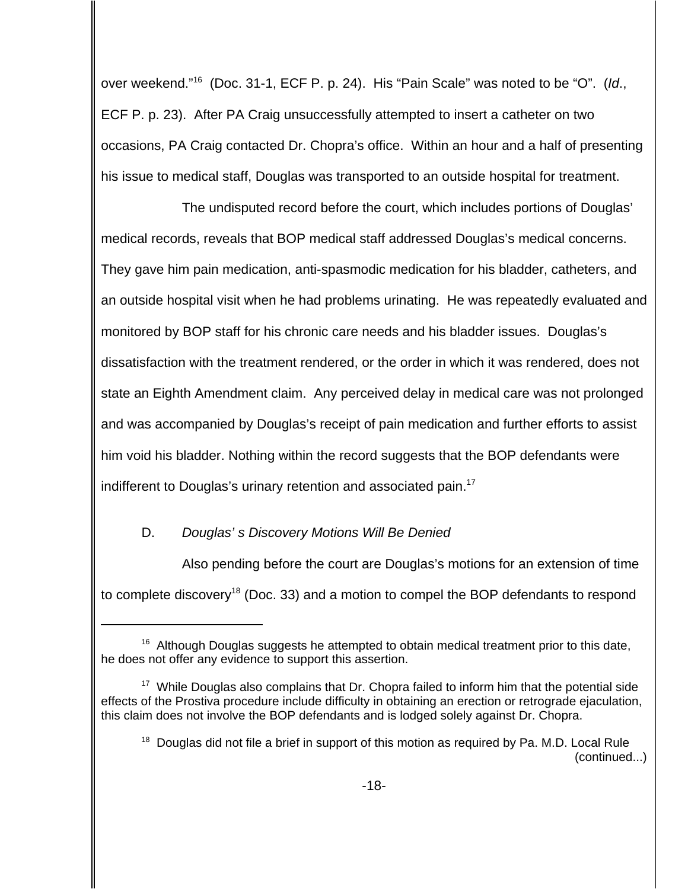over weekend."[16] (Doc. 31-1, ECF P. p. 24). His "Pain Scale" was noted to be "O". (*Id*., ECF P. p. 23). After PA Craig unsuccessfully attempted to insert a catheter on two occasions, PA Craig contacted Dr. Chopra's office. Within an hour and a half of presenting his issue to medical staff, Douglas was transported to an outside hospital for treatment.

The undisputed record before the court, which includes portions of Douglas' medical records, reveals that BOP medical staff addressed Douglas's medical concerns. They gave him pain medication, anti-spasmodic medication for his bladder, catheters, and an outside hospital visit when he had problems urinating. He was repeatedly evaluated and monitored by BOP staff for his chronic care needs and his bladder issues. Douglas's dissatisfaction with the treatment rendered, or the order in which it was rendered, does not state an Eighth Amendment claim. Any perceived delay in medical care was not prolonged and was accompanied by Douglas's receipt of pain medication and further efforts to assist him void his bladder. Nothing within the record suggests that the BOP defendants were indifferent to Douglas's urinary retention and associated pain.[17]

D. *Douglas' s Discovery Motions Will Be Denied*

Also pending before the court are Douglas's motions for an extension of time to complete discovery[18] (Doc. 33) and a motion to compel the BOP defendants to respond

---

[16] Although Douglas suggests he attempted to obtain medical treatment prior to this date, he does not offer any evidence to support this assertion.

[17] While Douglas also complains that Dr. Chopra failed to inform him that the potential side effects of the Prostiva procedure include difficulty in obtaining an erection or retrograde ejaculation, this claim does not involve the BOP defendants and is lodged solely against Dr. Chopra.

[18] Douglas did not file a brief in support of this motion as required by Pa. M.D. Local Rule (continued...)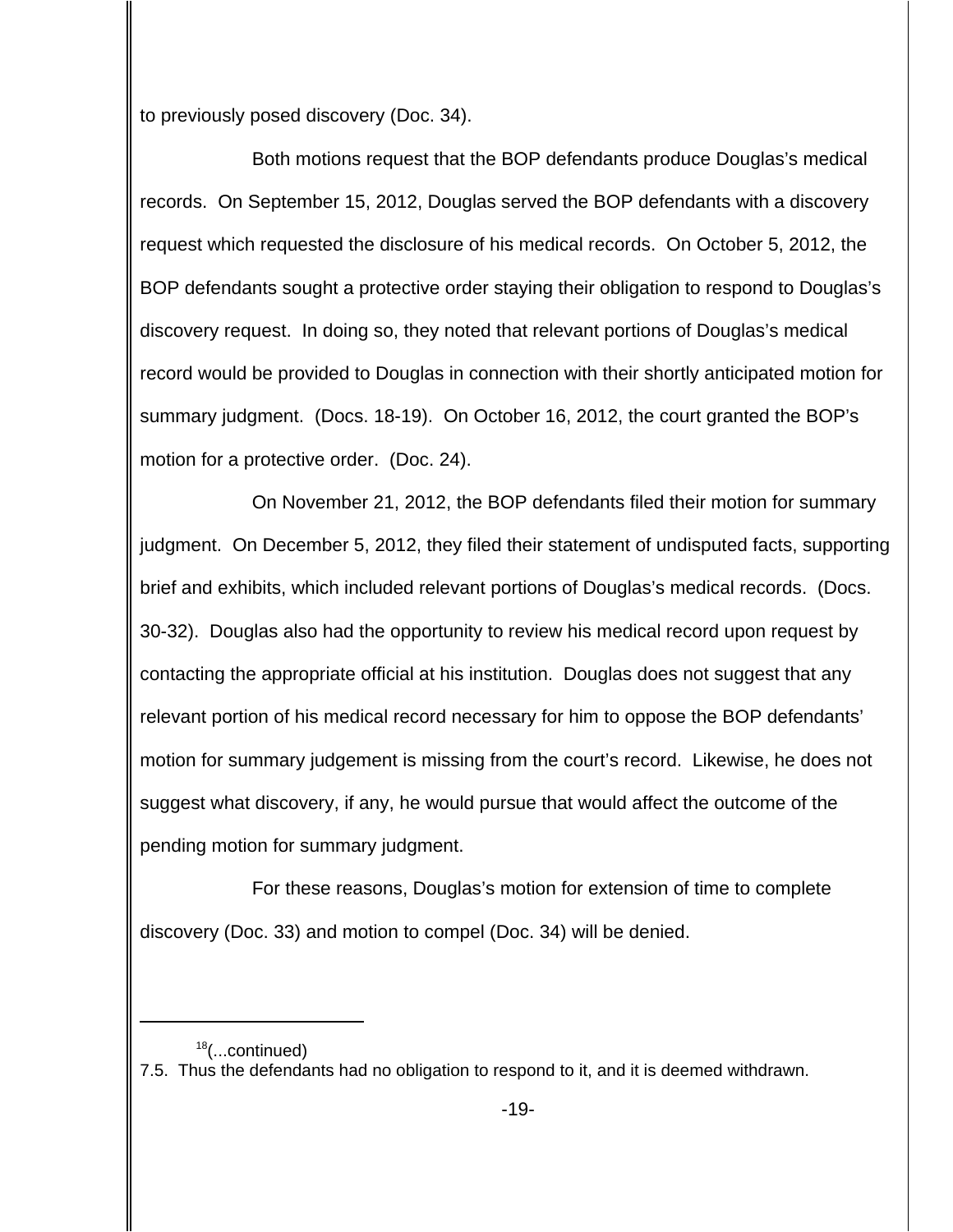to previously posed discovery (Doc. 34).

Both motions request that the BOP defendants produce Douglas's medical records. On September 15, 2012, Douglas served the BOP defendants with a discovery request which requested the disclosure of his medical records. On October 5, 2012, the BOP defendants sought a protective order staying their obligation to respond to Douglas's discovery request. In doing so, they noted that relevant portions of Douglas's medical record would be provided to Douglas in connection with their shortly anticipated motion for summary judgment. (Docs. 18-19). On October 16, 2012, the court granted the BOP's motion for a protective order. (Doc. 24).

On November 21, 2012, the BOP defendants filed their motion for summary judgment. On December 5, 2012, they filed their statement of undisputed facts, supporting brief and exhibits, which included relevant portions of Douglas's medical records. (Docs. 30-32). Douglas also had the opportunity to review his medical record upon request by contacting the appropriate official at his institution. Douglas does not suggest that any relevant portion of his medical record necessary for him to oppose the BOP defendants' motion for summary judgement is missing from the court's record. Likewise, he does not suggest what discovery, if any, he would pursue that would affect the outcome of the pending motion for summary judgment.

For these reasons, Douglas's motion for extension of time to complete discovery (Doc. 33) and motion to compel (Doc. 34) will be denied.

---

[18](...continued)
7.5. Thus the defendants had no obligation to respond to it, and it is deemed withdrawn.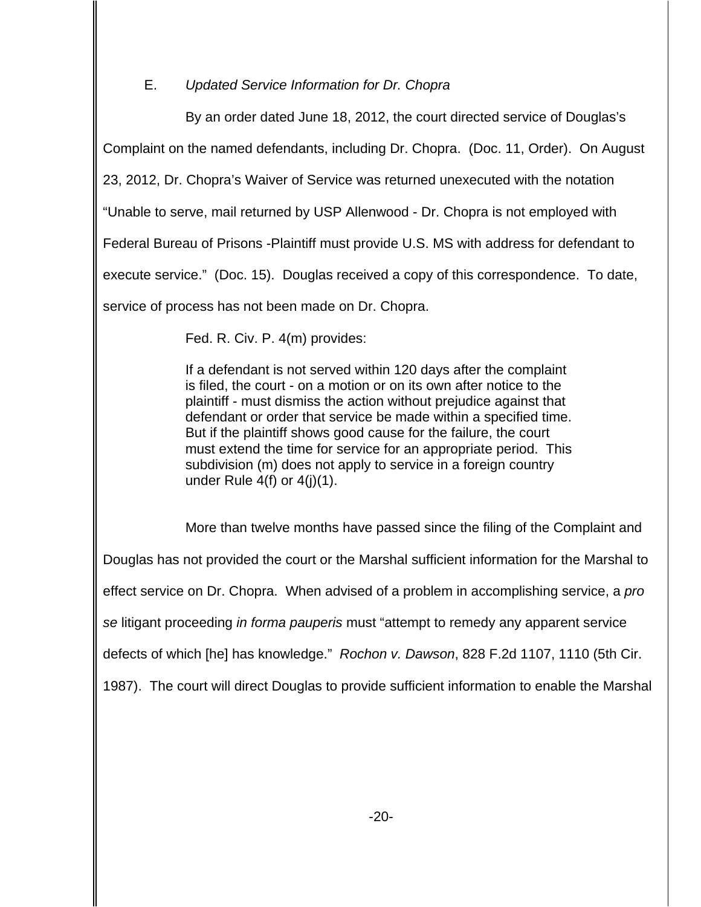E. *Updated Service Information for Dr. Chopra*

By an order dated June 18, 2012, the court directed service of Douglas's Complaint on the named defendants, including Dr. Chopra. (Doc. 11, Order). On August 23, 2012, Dr. Chopra's Waiver of Service was returned unexecuted with the notation "Unable to serve, mail returned by USP Allenwood - Dr. Chopra is not employed with Federal Bureau of Prisons -Plaintiff must provide U.S. MS with address for defendant to execute service." (Doc. 15). Douglas received a copy of this correspondence. To date, service of process has not been made on Dr. Chopra.

Fed. R. Civ. P. 4(m) provides:

> If a defendant is not served within 120 days after the complaint is filed, the court - on a motion or on its own after notice to the plaintiff - must dismiss the action without prejudice against that defendant or order that service be made within a specified time. But if the plaintiff shows good cause for the failure, the court must extend the time for service for an appropriate period. This subdivision (m) does not apply to service in a foreign country under Rule 4(f) or 4(j)(1).

More than twelve months have passed since the filing of the Complaint and Douglas has not provided the court or the Marshal sufficient information for the Marshal to effect service on Dr. Chopra. When advised of a problem in accomplishing service, a *pro se* litigant proceeding *in forma pauperis* must "attempt to remedy any apparent service defects of which [he] has knowledge." *Rochon v. Dawson*, 828 F.2d 1107, 1110 (5th Cir. 1987). The court will direct Douglas to provide sufficient information to enable the Marshal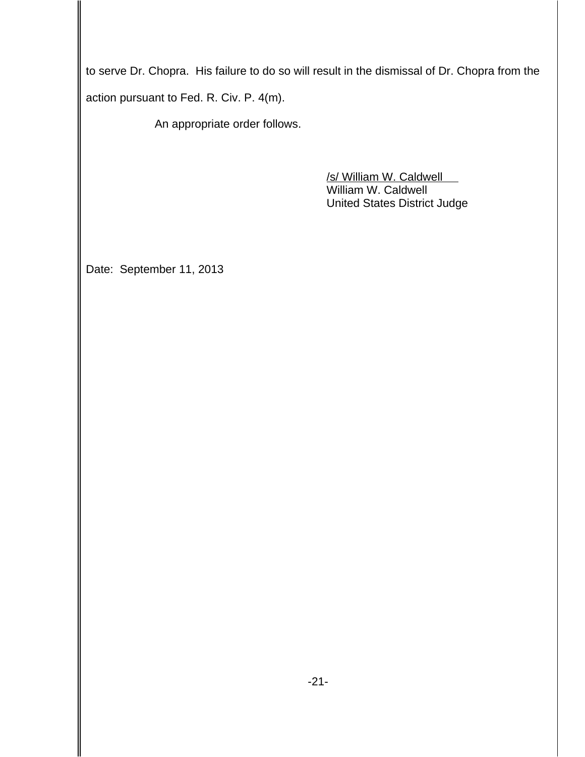to serve Dr. Chopra. His failure to do so will result in the dismissal of Dr. Chopra from the action pursuant to Fed. R. Civ. P. 4(m).

An appropriate order follows.

/s/ William W. Caldwell
William W. Caldwell
United States District Judge

Date: September 11, 2013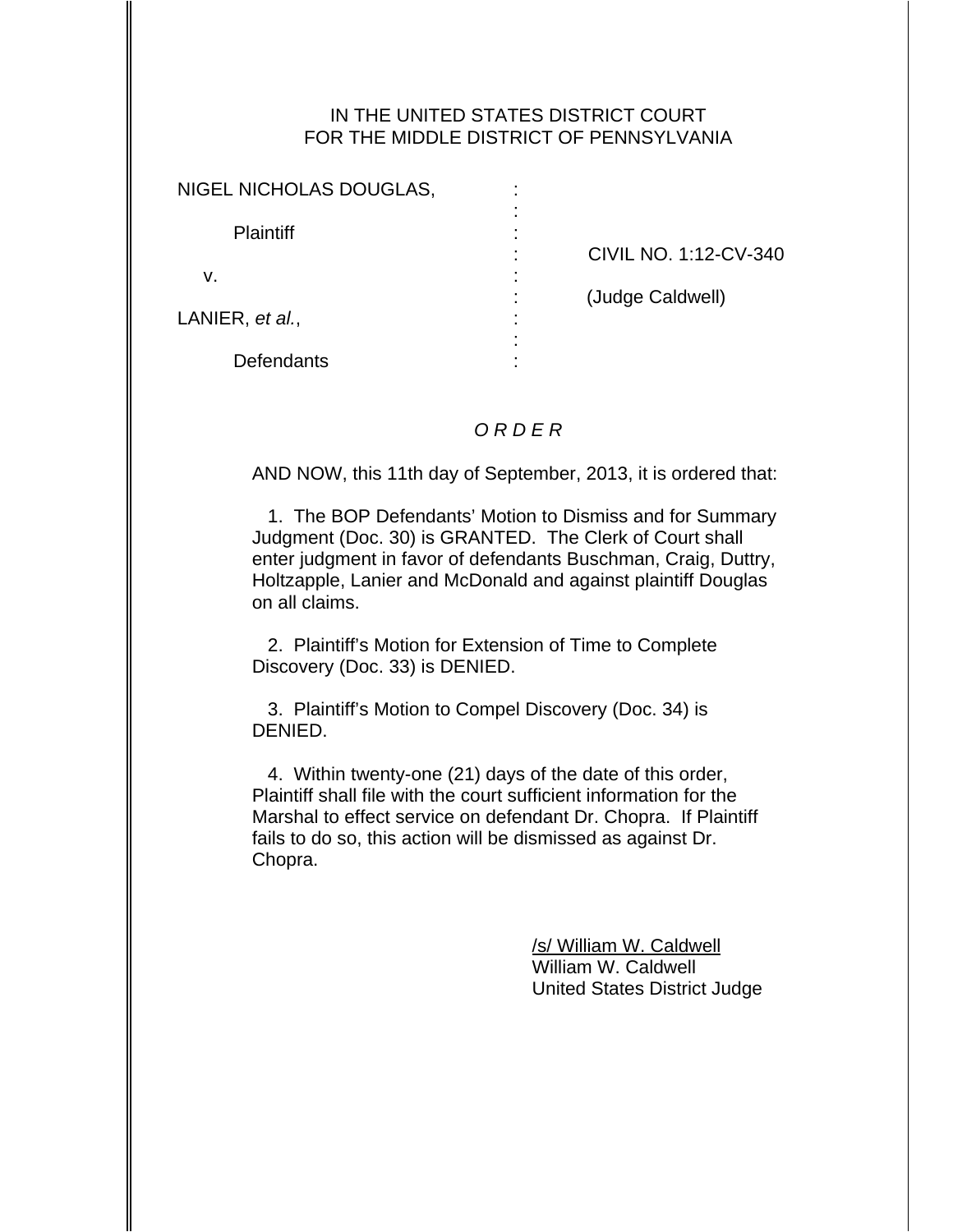IN THE UNITED STATES DISTRICT COURT
FOR THE MIDDLE DISTRICT OF PENNSYLVANIA

| | | |
|---|---|---|
| NIGEL NICHOLAS DOUGLAS, | : | |
| | : | |
| Plaintiff | : | |
| | : | CIVIL NO. 1:12-CV-340 |
| v. | : | |
| | : | (Judge Caldwell) |
| LANIER, *et al.*, | : | |
| | : | |
| Defendants | : | |

*O R D E R*

AND NOW, this 11th day of September, 2013, it is ordered that:

1. The BOP Defendants' Motion to Dismiss and for Summary Judgment (Doc. 30) is GRANTED. The Clerk of Court shall enter judgment in favor of defendants Buschman, Craig, Duttry, Holtzapple, Lanier and McDonald and against plaintiff Douglas on all claims.

2. Plaintiff's Motion for Extension of Time to Complete Discovery (Doc. 33) is DENIED.

3. Plaintiff's Motion to Compel Discovery (Doc. 34) is DENIED.

4. Within twenty-one (21) days of the date of this order, Plaintiff shall file with the court sufficient information for the Marshal to effect service on defendant Dr. Chopra. If Plaintiff fails to do so, this action will be dismissed as against Dr. Chopra.

/s/ William W. Caldwell
William W. Caldwell
United States District Judge